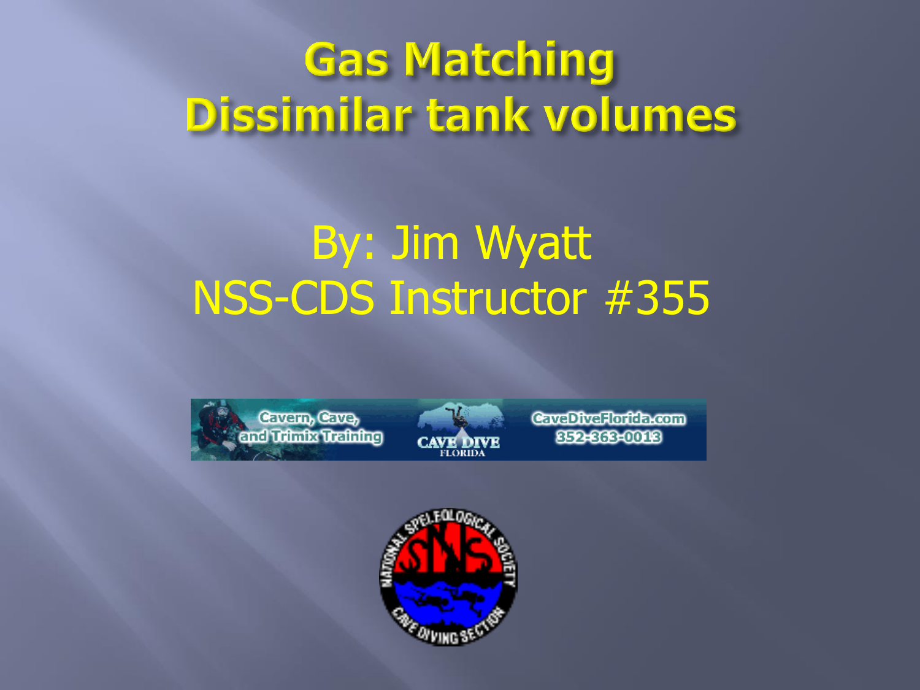# Gas Matching
# Dissimilar tank volumes

By: Jim Wyatt

NSS-CDS Instructor #355

Cavern, Cave, and Trimix Training

CAVE DIVE FLORIDA

CaveDiveFlorida.com

352-363-0013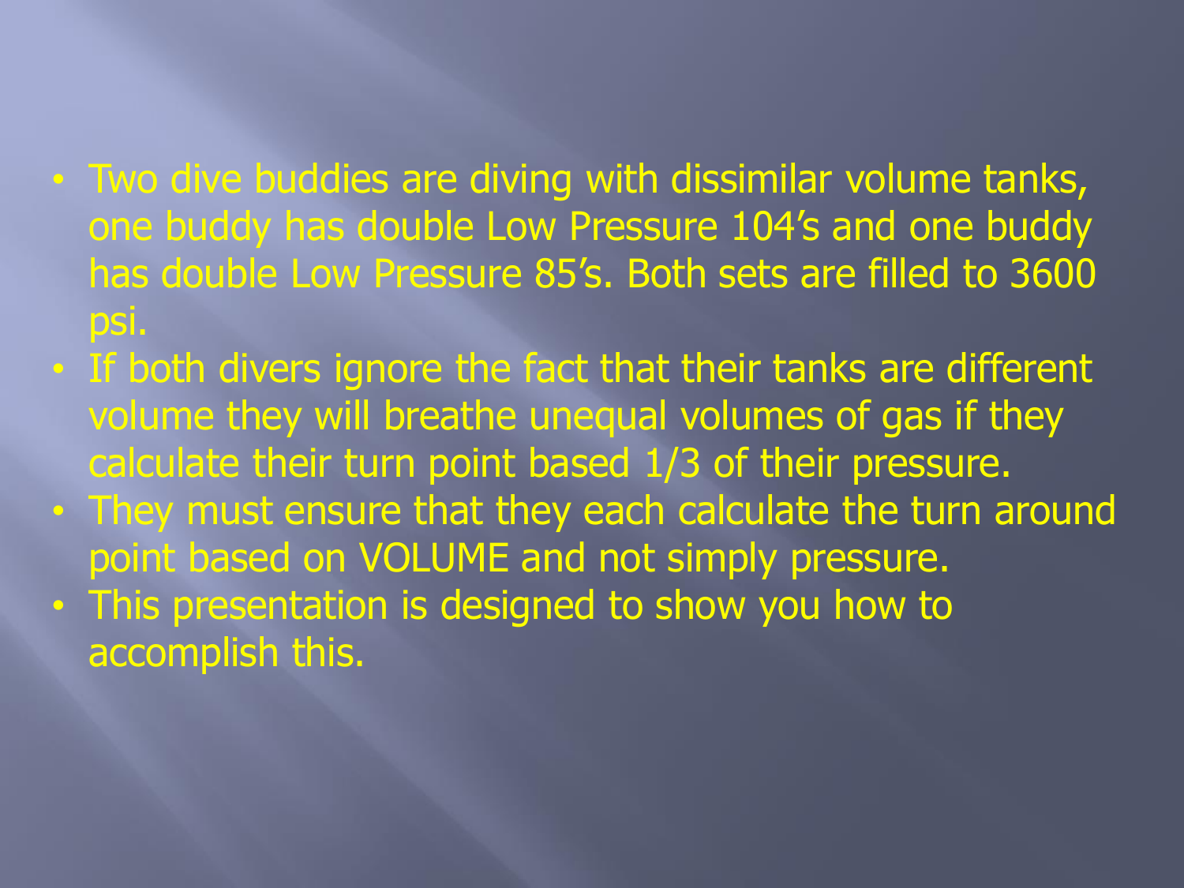- Two dive buddies are diving with dissimilar volume tanks, one buddy has double Low Pressure 104's and one buddy has double Low Pressure 85's. Both sets are filled to 3600 psi.
- If both divers ignore the fact that their tanks are different volume they will breathe unequal volumes of gas if they calculate their turn point based 1/3 of their pressure.
- They must ensure that they each calculate the turn around point based on VOLUME and not simply pressure.
- This presentation is designed to show you how to accomplish this.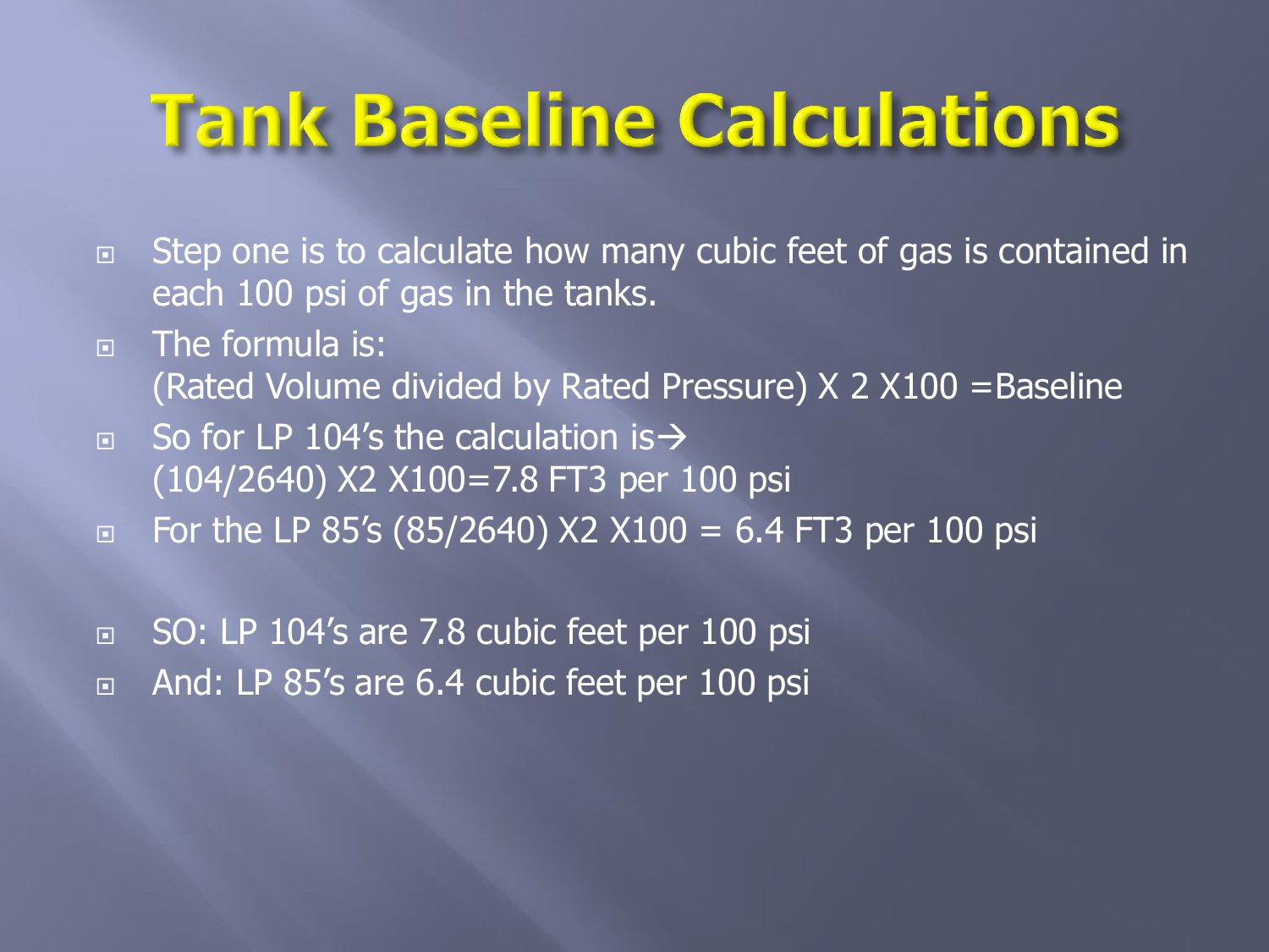# Tank Baseline Calculations

- Step one is to calculate how many cubic feet of gas is contained in each 100 psi of gas in the tanks.
- The formula is:
  (Rated Volume divided by Rated Pressure) X 2 X100 =Baseline
- So for LP 104's the calculation is→
  (104/2640) X2 X100=7.8 FT3 per 100 psi
- For the LP 85's (85/2640) X2 X100 = 6.4 FT3 per 100 psi

- SO: LP 104's are 7.8 cubic feet per 100 psi
- And: LP 85's are 6.4 cubic feet per 100 psi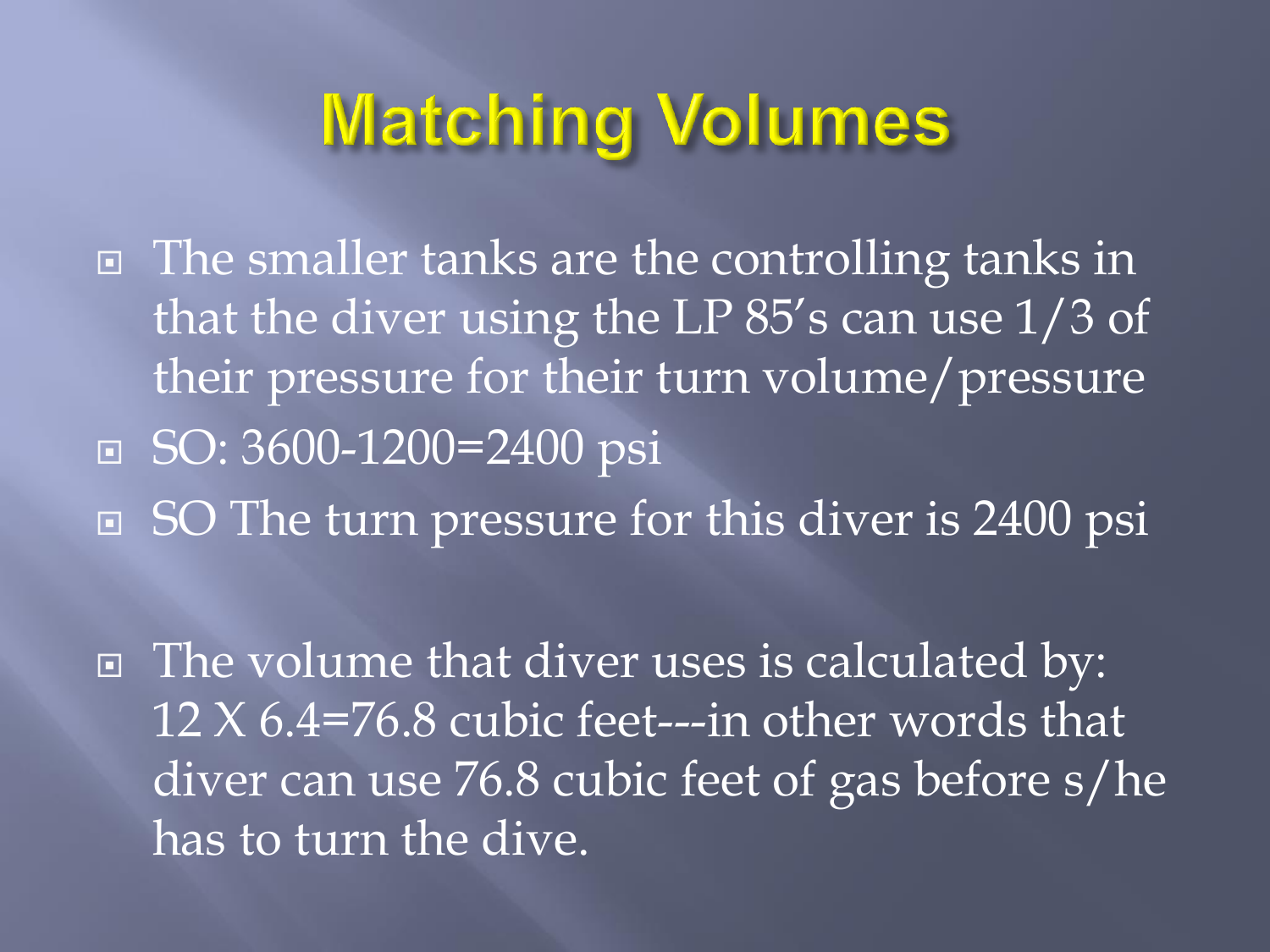# Matching Volumes

- The smaller tanks are the controlling tanks in that the diver using the LP 85's can use 1/3 of their pressure for their turn volume/pressure
- SO: 3600-1200=2400 psi
- SO The turn pressure for this diver is 2400 psi

- The volume that diver uses is calculated by: 12 X 6.4=76.8 cubic feet---in other words that diver can use 76.8 cubic feet of gas before s/he has to turn the dive.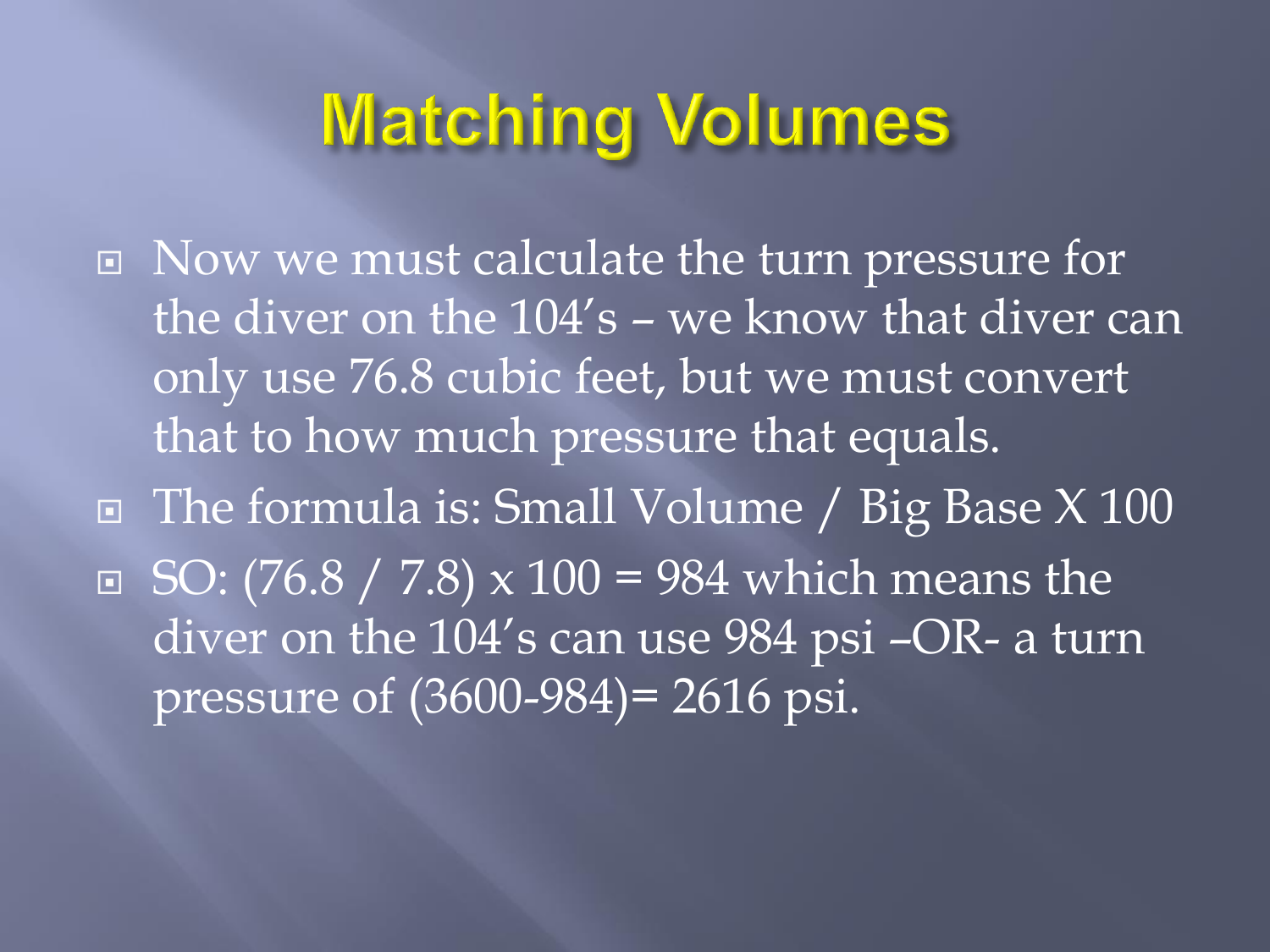# Matching Volumes

- Now we must calculate the turn pressure for the diver on the 104's – we know that diver can only use 76.8 cubic feet, but we must convert that to how much pressure that equals.
- The formula is: Small Volume / Big Base X 100
- SO: $(76.8 / 7.8) \times 100 = 984$ which means the diver on the 104's can use 984 psi –OR- a turn pressure of $(3600-984)= 2616$ psi.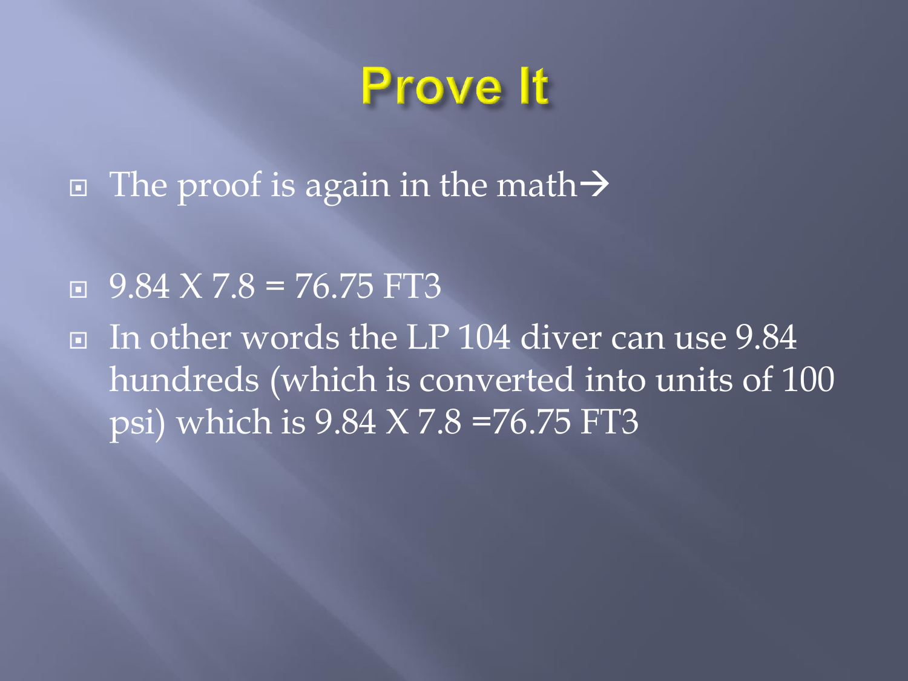# Prove It

- The proof is again in the math→

- $9.84 \times 7.8 = 76.75$ FT3
- In other words the LP 104 diver can use 9.84 hundreds (which is converted into units of 100 psi) which is $9.84 \times 7.8 = 76.75$ FT3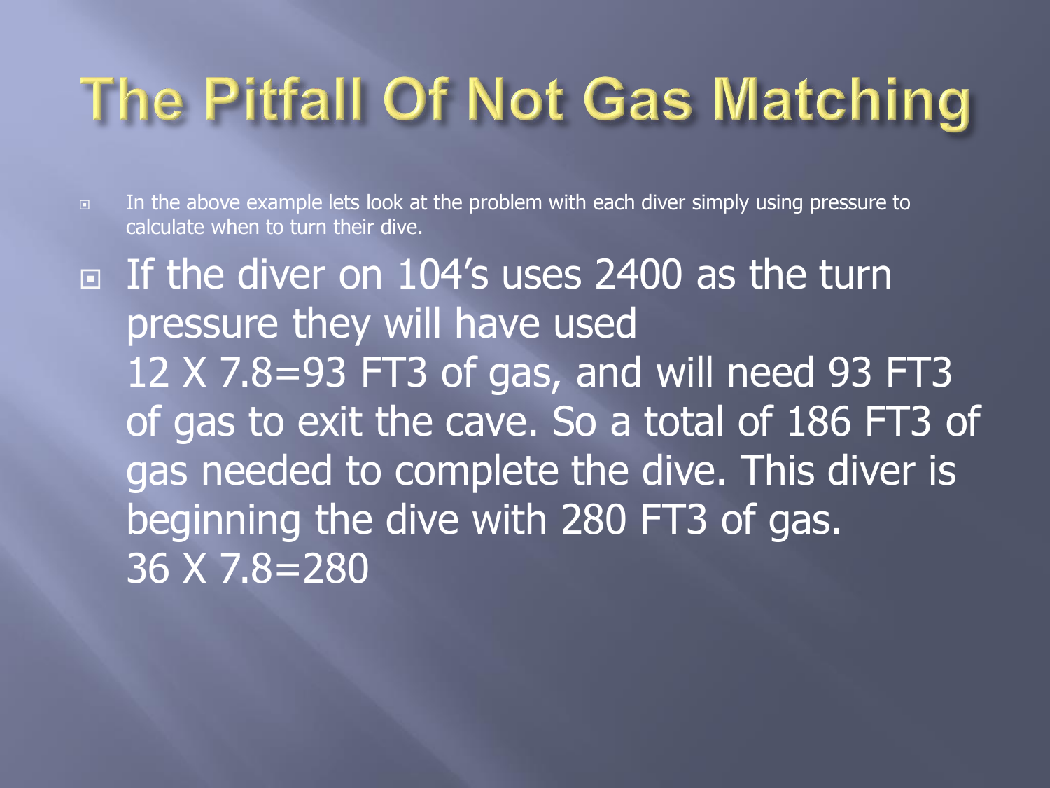# The Pitfall Of Not Gas Matching

- In the above example lets look at the problem with each diver simply using pressure to calculate when to turn their dive.
- If the diver on 104's uses 2400 as the turn pressure they will have used
  12 X 7.8=93 FT3 of gas, and will need 93 FT3 of gas to exit the cave. So a total of 186 FT3 of gas needed to complete the dive. This diver is beginning the dive with 280 FT3 of gas.
  36 X 7.8=280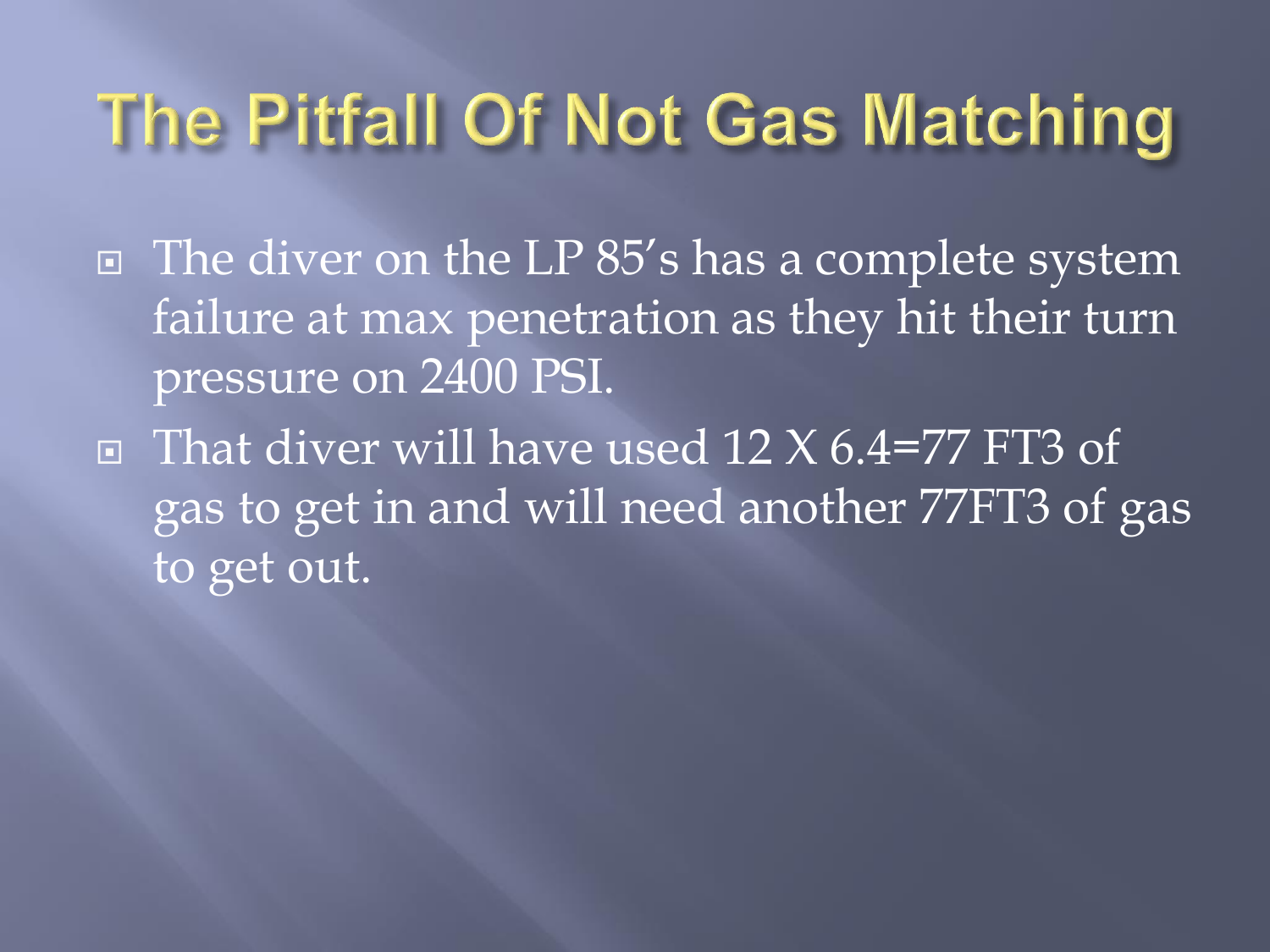# The Pitfall Of Not Gas Matching

- The diver on the LP 85's has a complete system failure at max penetration as they hit their turn pressure on 2400 PSI.
- That diver will have used 12 X 6.4=77 FT3 of gas to get in and will need another 77FT3 of gas to get out.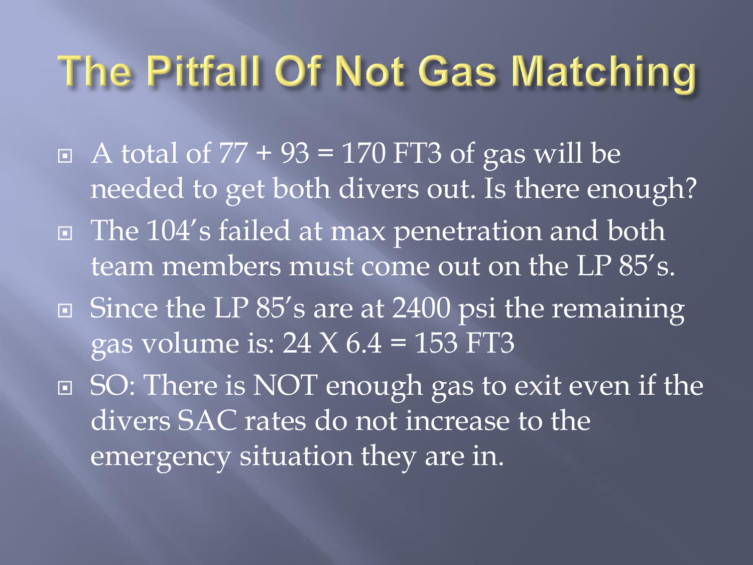# The Pitfall Of Not Gas Matching

- A total of 77 + 93 = 170 FT3 of gas will be needed to get both divers out. Is there enough?
- The 104's failed at max penetration and both team members must come out on the LP 85's.
- Since the LP 85's are at 2400 psi the remaining gas volume is: 24 X 6.4 = 153 FT3
- SO: There is NOT enough gas to exit even if the divers SAC rates do not increase to the emergency situation they are in.